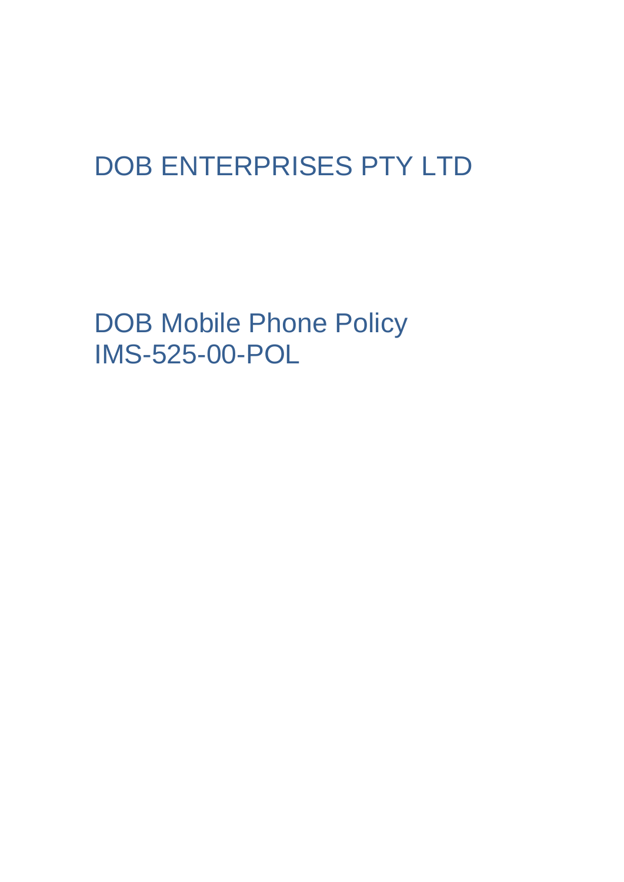# DOB ENTERPRISES PTY LTD

# DOB Mobile Phone Policy
# IMS-525-00-POL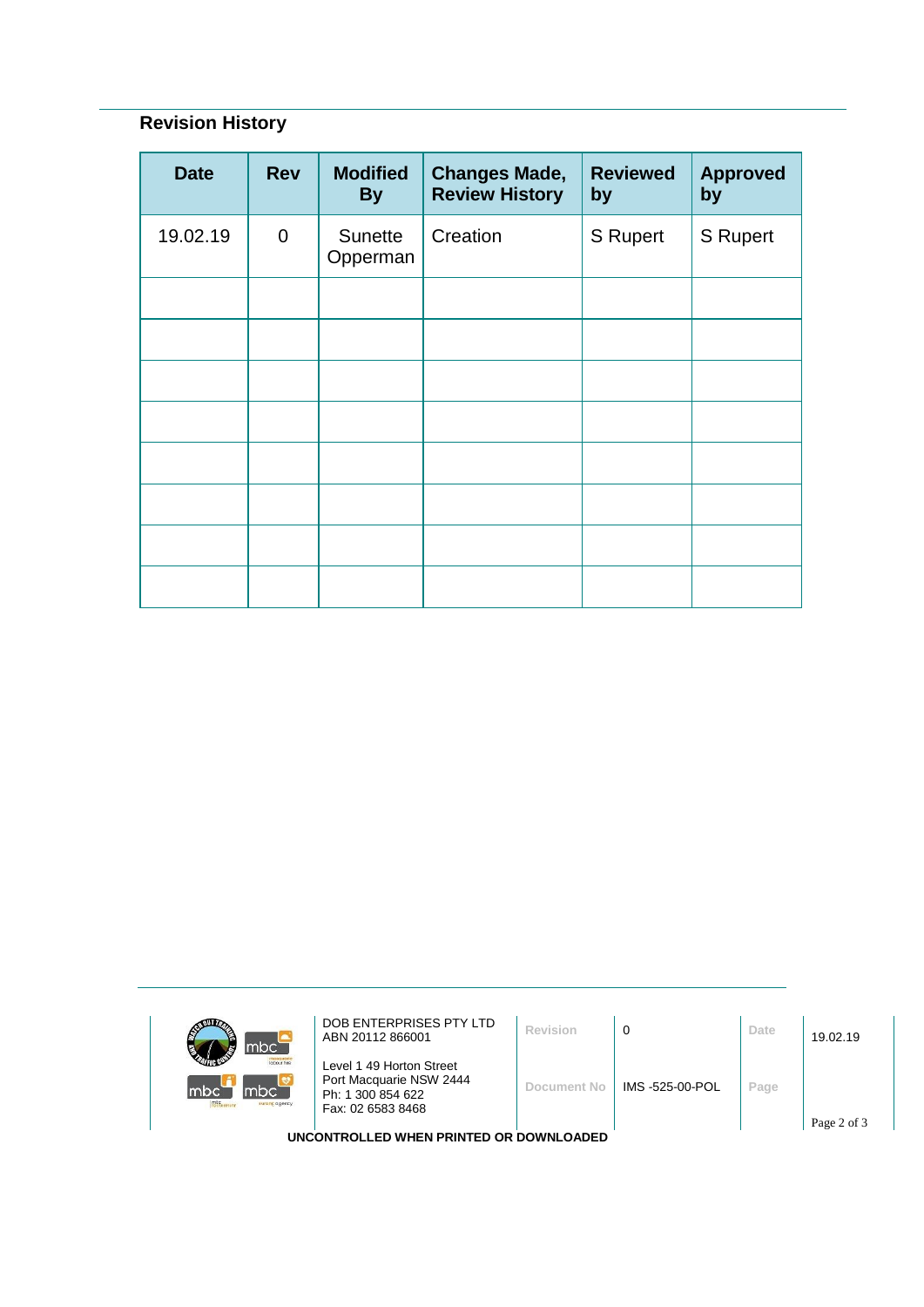## Revision History

| Date | Rev | Modified By | Changes Made, Review History | Reviewed by | Approved by |
|---|---|---|---|---|---|
| 19.02.19 | 0 | Sunette Opperman | Creation | S Rupert | S Rupert |
| | | | | | |
| | | | | | |
| | | | | | |
| | | | | | |
| | | | | | |
| | | | | | |
| | | | | | |
| | | | | | |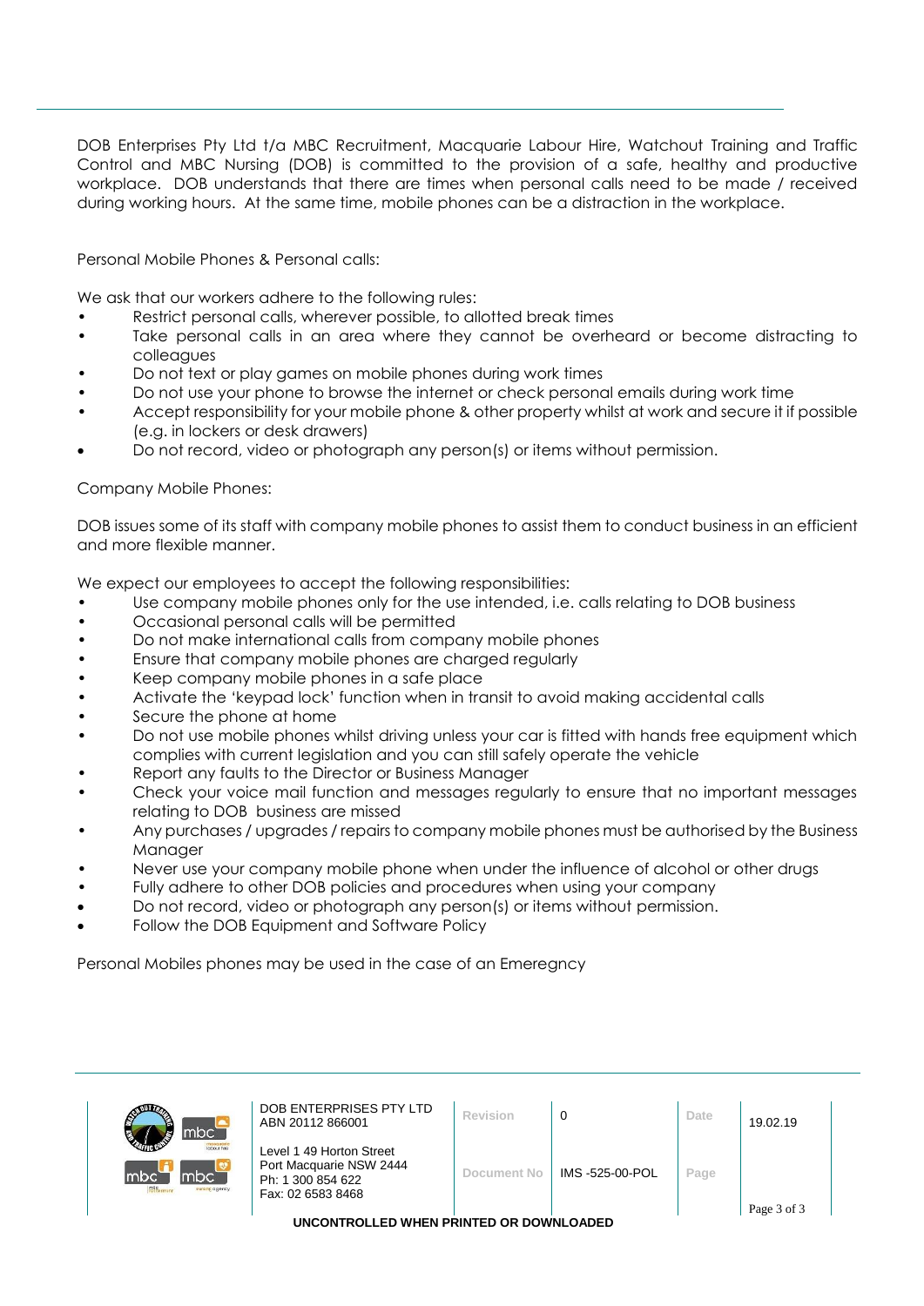DOB Enterprises Pty Ltd t/a MBC Recruitment, Macquarie Labour Hire, Watchout Training and Traffic Control and MBC Nursing (DOB) is committed to the provision of a safe, healthy and productive workplace. DOB understands that there are times when personal calls need to be made / received during working hours. At the same time, mobile phones can be a distraction in the workplace.

Personal Mobile Phones & Personal calls:

We ask that our workers adhere to the following rules:

- Restrict personal calls, wherever possible, to allotted break times
- Take personal calls in an area where they cannot be overheard or become distracting to colleagues
- Do not text or play games on mobile phones during work times
- Do not use your phone to browse the internet or check personal emails during work time
- Accept responsibility for your mobile phone & other property whilst at work and secure it if possible (e.g. in lockers or desk drawers)
- Do not record, video or photograph any person(s) or items without permission.

Company Mobile Phones:

DOB issues some of its staff with company mobile phones to assist them to conduct business in an efficient and more flexible manner.

We expect our employees to accept the following responsibilities:

- Use company mobile phones only for the use intended, i.e. calls relating to DOB business
- Occasional personal calls will be permitted
- Do not make international calls from company mobile phones
- Ensure that company mobile phones are charged regularly
- Keep company mobile phones in a safe place
- Activate the 'keypad lock' function when in transit to avoid making accidental calls
- Secure the phone at home
- Do not use mobile phones whilst driving unless your car is fitted with hands free equipment which complies with current legislation and you can still safely operate the vehicle
- Report any faults to the Director or Business Manager
- Check your voice mail function and messages regularly to ensure that no important messages relating to DOB business are missed
- Any purchases / upgrades / repairs to company mobile phones must be authorised by the Business Manager
- Never use your company mobile phone when under the influence of alcohol or other drugs
- Fully adhere to other DOB policies and procedures when using your company
- Do not record, video or photograph any person(s) or items without permission.
- Follow the DOB Equipment and Software Policy

Personal Mobiles phones may be used in the case of an Emeregncy